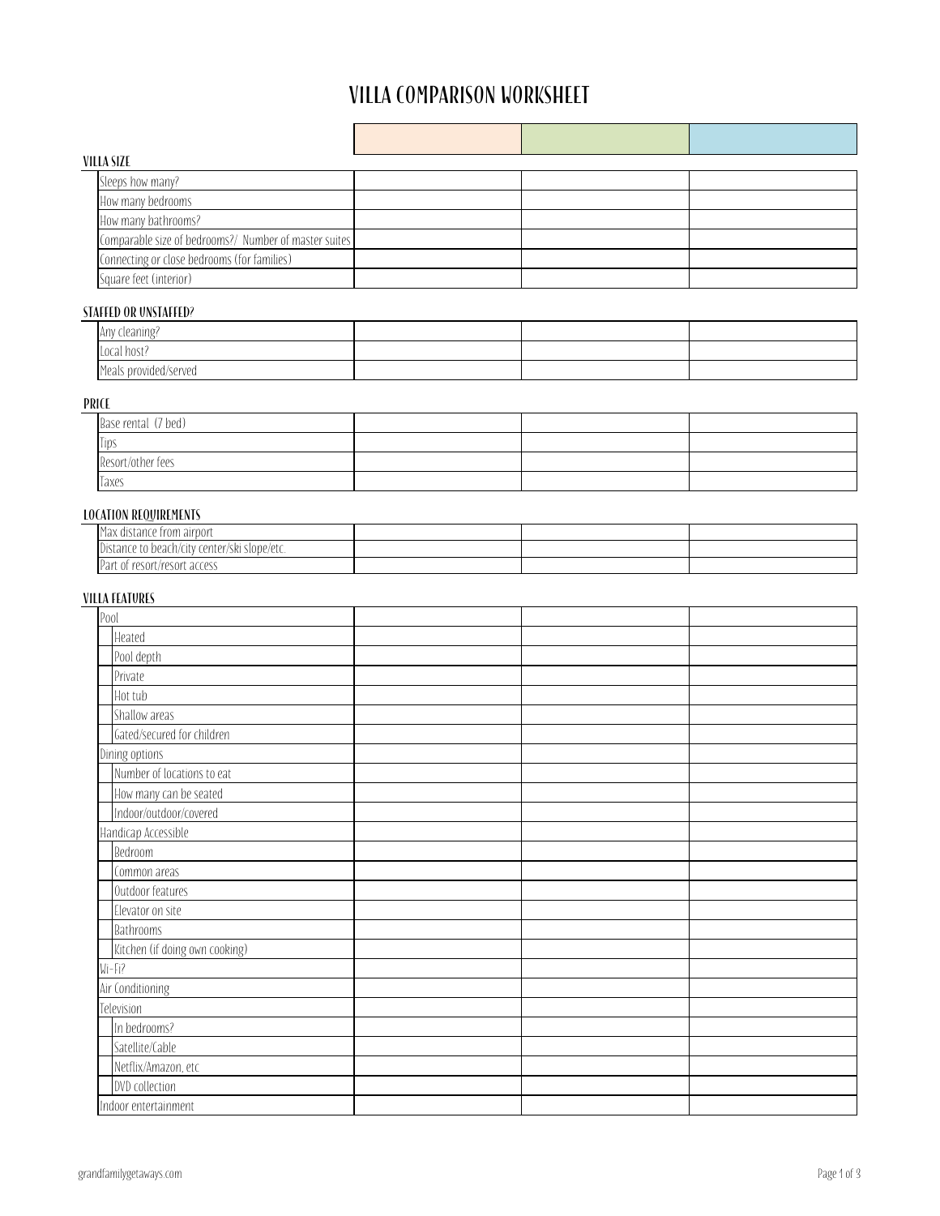# VILLA COMPARISON WORKSHEET

| | | | |
|---|---|---|---|

### VILLA SIZE

| | | | |
|---|---|---|---|
| Sleeps how many? | | | |
| How many bedrooms | | | |
| How many bathrooms? | | | |
| Comparable size of bedrooms?/ Number of master suites | | | |
| Connecting or close bedrooms (for families) | | | |
| Square feet (interior) | | | |

### STAFFED OR UNSTAFFED?

| | | | |
|---|---|---|---|
| Any cleaning? | | | |
| Local host? | | | |
| Meals provided/served | | | |

### PRICE

| | | | |
|---|---|---|---|
| Base rental (7 bed) | | | |
| Tips | | | |
| Resort/other fees | | | |
| Taxes | | | |

### LOCATION REQUIREMENTS

| | | | |
|---|---|---|---|
| Max distance from airport | | | |
| Distance to beach/city center/ski slope/etc. | | | |
| Part of resort/resort access | | | |

### VILLA FEATURES

| | | | |
|---|---|---|---|
| Pool | | | |
| Heated | | | |
| Pool depth | | | |
| Private | | | |
| Hot tub | | | |
| Shallow areas | | | |
| Gated/secured for children | | | |
| Dining options | | | |
| Number of locations to eat | | | |
| How many can be seated | | | |
| Indoor/outdoor/covered | | | |
| Handicap Accessible | | | |
| Bedroom | | | |
| Common areas | | | |
| Outdoor features | | | |
| Elevator on site | | | |
| Bathrooms | | | |
| Kitchen (if doing own cooking) | | | |
| Wi-Fi? | | | |
| Air Conditioning | | | |
| Television | | | |
| In bedrooms? | | | |
| Satellite/Cable | | | |
| Netflix/Amazon, etc | | | |
| DVD collection | | | |
| Indoor entertainment | | | |

grandfamilygetaways.com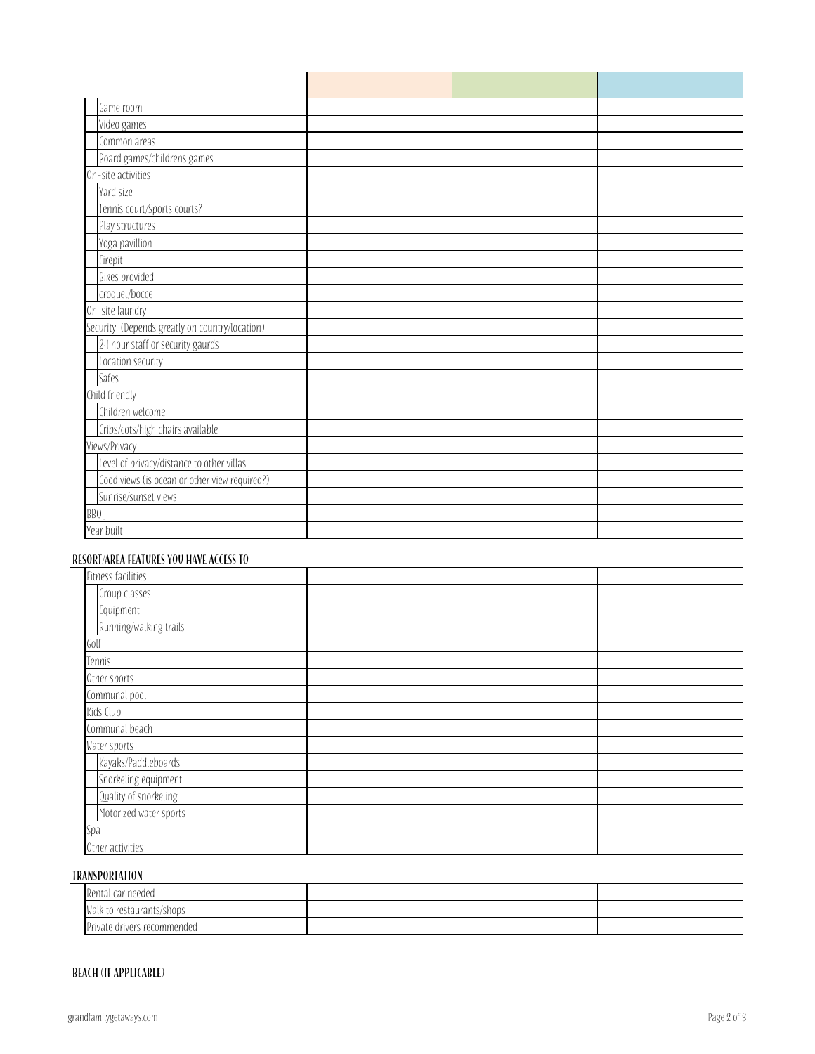| | | | |
|---|---|---|---|
| Game room | | | |
| Video games | | | |
| Common areas | | | |
| Board games/childrens games | | | |
| On-site activities | | | |
| Yard size | | | |
| Tennis court/Sports courts? | | | |
| Play structures | | | |
| Yoga pavillion | | | |
| Firepit | | | |
| Bikes provided | | | |
| croquet/bocce | | | |
| On-site laundry | | | |
| Security (Depends greatly on country/location) | | | |
| 24 hour staff or security gaurds | | | |
| Location security | | | |
| Safes | | | |
| Child friendly | | | |
| Children welcome | | | |
| Cribs/cots/high chairs available | | | |
| Views/Privacy | | | |
| Level of privacy/distance to other villas | | | |
| Good views (is ocean or other view required?) | | | |
| Sunrise/sunset views | | | |
| BBQ_ | | | |
| Year built | | | |

## RESORT/AREA FEATURES YOU HAVE ACCESS TO

| | | | |
|---|---|---|---|
| Fitness facilities | | | |
| Group classes | | | |
| Equipment | | | |
| Running/walking trails | | | |
| Golf | | | |
| Tennis | | | |
| Other sports | | | |
| Communal pool | | | |
| Kids Club | | | |
| Communal beach | | | |
| Water sports | | | |
| Kayaks/Paddleboards | | | |
| Snorkeling equipment | | | |
| Quality of snorkeling | | | |
| Motorized water sports | | | |
| Spa | | | |
| Other activities | | | |

## TRANSPORTATION

| | | | |
|---|---|---|---|
| Rental car needed | | | |
| Walk to restaurants/shops | | | |
| Private drivers recommended | | | |

## BEACH (IF APPLICABLE)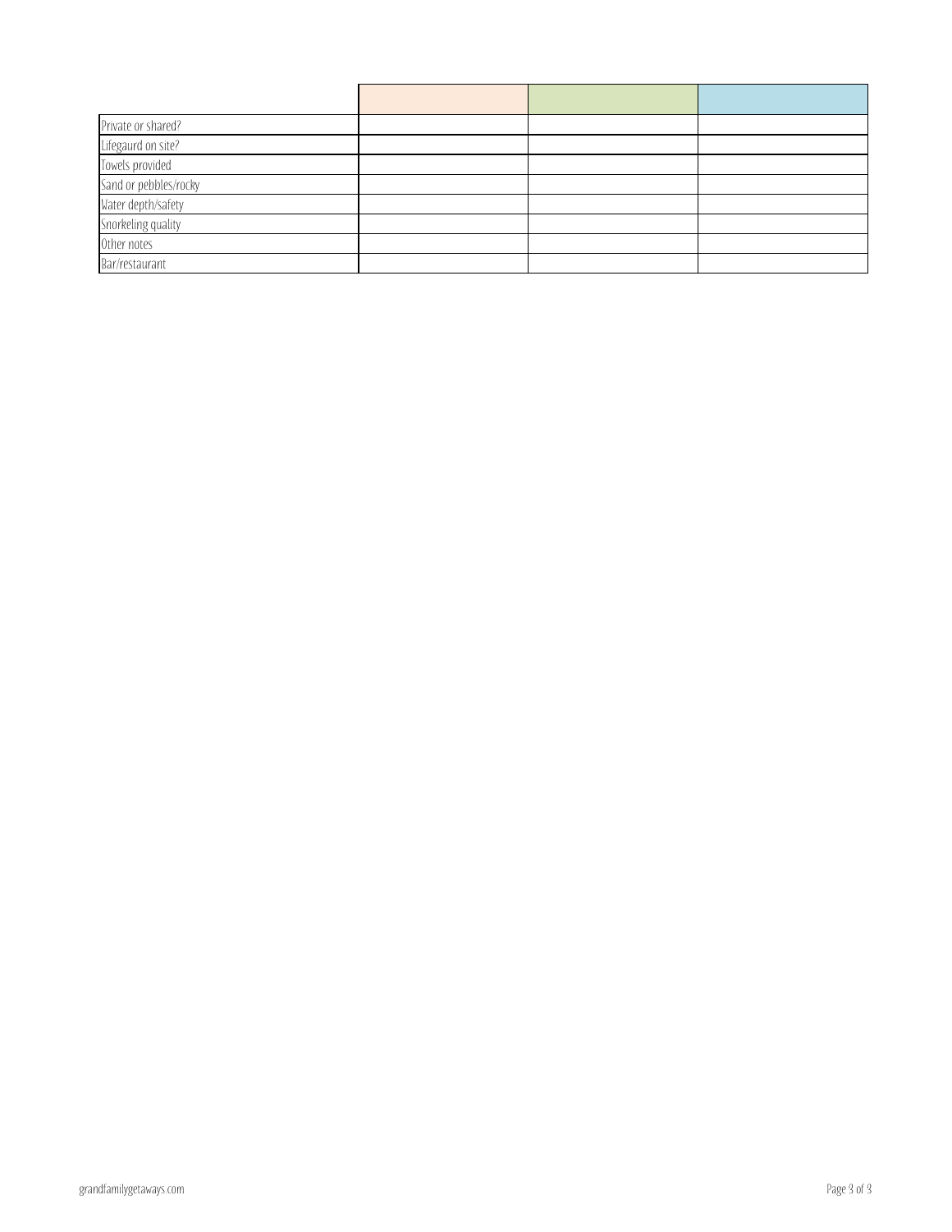| | | | |
|---|---|---|---|
| Private or shared? | | | |
| Lifegaurd on site? | | | |
| Towels provided | | | |
| Sand or pebbles/rocky | | | |
| Water depth/safety | | | |
| Snorkeling quality | | | |
| Other notes | | | |
| Bar/restaurant | | | |

grandfamilygetaways.com